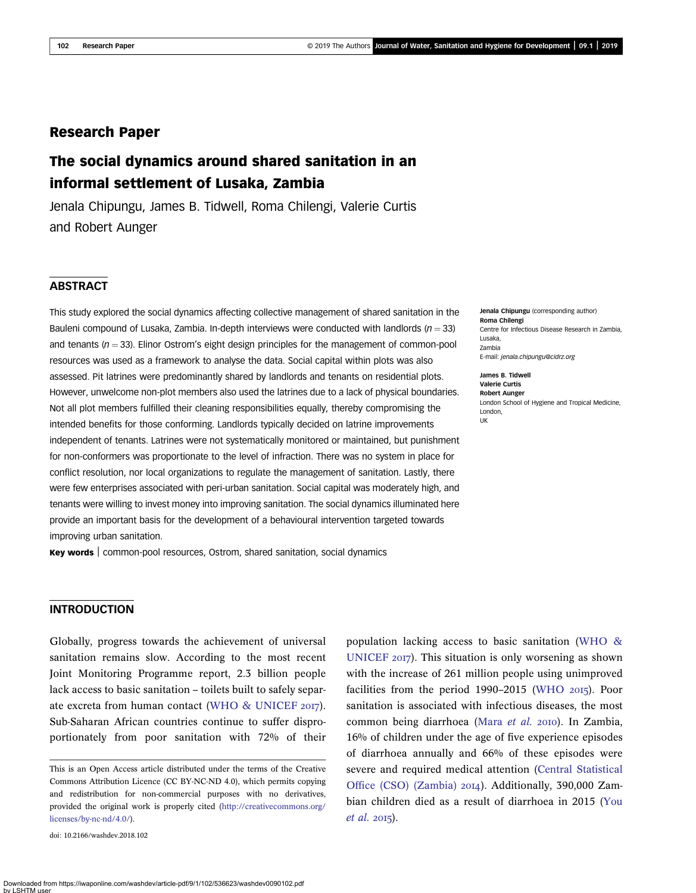# Research Paper

## The social dynamics around shared sanitation in an informal settlement of Lusaka, Zambia

Jenala Chipungu, James B. Tidwell, Roma Chilengi, Valerie Curtis and Robert Aunger

### ABSTRACT

This study explored the social dynamics affecting collective management of shared sanitation in the Bauleni compound of Lusaka, Zambia. In-depth interviews were conducted with landlords ($n = 33$) and tenants ($n = 33$). Elinor Ostrom's eight design principles for the management of common-pool resources was used as a framework to analyse the data. Social capital within plots was also assessed. Pit latrines were predominantly shared by landlords and tenants on residential plots. However, unwelcome non-plot members also used the latrines due to a lack of physical boundaries. Not all plot members fulfilled their cleaning responsibilities equally, thereby compromising the intended benefits for those conforming. Landlords typically decided on latrine improvements independent of tenants. Latrines were not systematically monitored or maintained, but punishment for non-conformers was proportionate to the level of infraction. There was no system in place for conflict resolution, nor local organizations to regulate the management of sanitation. Lastly, there were few enterprises associated with peri-urban sanitation. Social capital was moderately high, and tenants were willing to invest money into improving sanitation. The social dynamics illuminated here provide an important basis for the development of a behavioural intervention targeted towards improving urban sanitation.

**Key words** | common-pool resources, Ostrom, shared sanitation, social dynamics

**Jenala Chipungu** (corresponding author)
**Roma Chilengi**
Centre for Infectious Disease Research in Zambia, Lusaka, Zambia
E-mail: *jenala.chipungu@cidrz.org*

**James B. Tidwell**
**Valerie Curtis**
**Robert Aunger**
London School of Hygiene and Tropical Medicine, London, UK

### INTRODUCTION

Globally, progress towards the achievement of universal sanitation remains slow. According to the most recent Joint Monitoring Programme report, 2.3 billion people lack access to basic sanitation – toilets built to safely separate excreta from human contact (WHO & UNICEF 2017). Sub-Saharan African countries continue to suffer disproportionately from poor sanitation with 72% of their population lacking access to basic sanitation (WHO & UNICEF 2017). This situation is only worsening as shown with the increase of 261 million people using unimproved facilities from the period 1990–2015 (WHO 2015). Poor sanitation is associated with infectious diseases, the most common being diarrhoea (Mara *et al.* 2010). In Zambia, 16% of children under the age of five experience episodes of diarrhoea annually and 66% of these episodes were severe and required medical attention (Central Statistical Office (CSO) (Zambia) 2014). Additionally, 390,000 Zambian children died as a result of diarrhoea in 2015 (You *et al.* 2015).

This is an Open Access article distributed under the terms of the Creative Commons Attribution Licence (CC BY-NC-ND 4.0), which permits copying and redistribution for non-commercial purposes with no derivatives, provided the original work is properly cited (http://creativecommons.org/licenses/by-nc-nd/4.0/).

doi: 10.2166/washdev.2018.102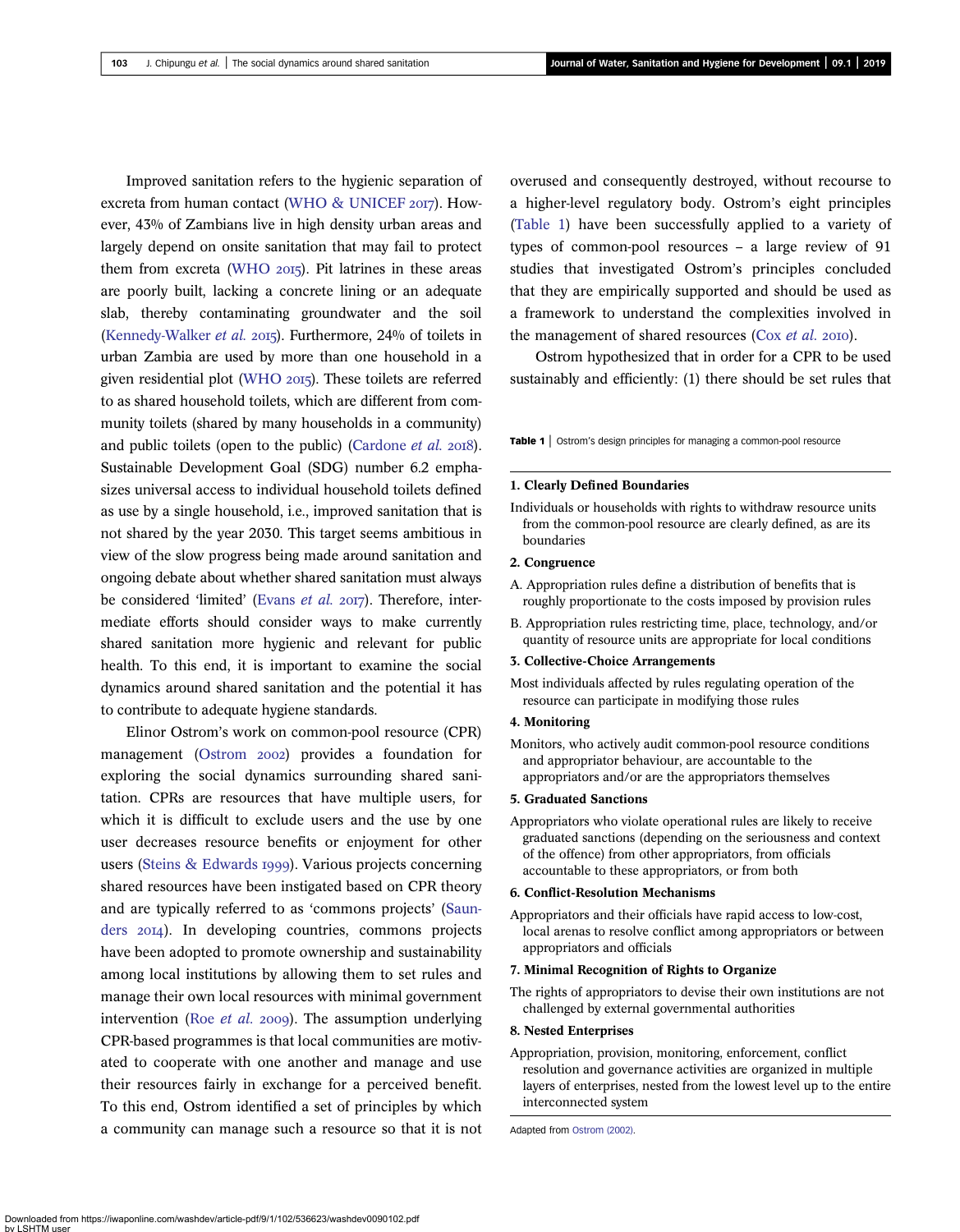Improved sanitation refers to the hygienic separation of excreta from human contact (WHO & UNICEF 2017). However, 43% of Zambians live in high density urban areas and largely depend on onsite sanitation that may fail to protect them from excreta (WHO 2015). Pit latrines in these areas are poorly built, lacking a concrete lining or an adequate slab, thereby contaminating groundwater and the soil (Kennedy-Walker *et al.* 2015). Furthermore, 24% of toilets in urban Zambia are used by more than one household in a given residential plot (WHO 2015). These toilets are referred to as shared household toilets, which are different from community toilets (shared by many households in a community) and public toilets (open to the public) (Cardone *et al.* 2018). Sustainable Development Goal (SDG) number 6.2 emphasizes universal access to individual household toilets defined as use by a single household, i.e., improved sanitation that is not shared by the year 2030. This target seems ambitious in view of the slow progress being made around sanitation and ongoing debate about whether shared sanitation must always be considered 'limited' (Evans *et al.* 2017). Therefore, intermediate efforts should consider ways to make currently shared sanitation more hygienic and relevant for public health. To this end, it is important to examine the social dynamics around shared sanitation and the potential it has to contribute to adequate hygiene standards.

Elinor Ostrom's work on common-pool resource (CPR) management (Ostrom 2002) provides a foundation for exploring the social dynamics surrounding shared sanitation. CPRs are resources that have multiple users, for which it is difficult to exclude users and the use by one user decreases resource benefits or enjoyment for other users (Steins & Edwards 1999). Various projects concerning shared resources have been instigated based on CPR theory and are typically referred to as 'commons projects' (Saunders 2014). In developing countries, commons projects have been adopted to promote ownership and sustainability among local institutions by allowing them to set rules and manage their own local resources with minimal government intervention (Roe *et al.* 2009). The assumption underlying CPR-based programmes is that local communities are motivated to cooperate with one another and manage and use their resources fairly in exchange for a perceived benefit. To this end, Ostrom identified a set of principles by which a community can manage such a resource so that it is not overused and consequently destroyed, without recourse to a higher-level regulatory body. Ostrom's eight principles (Table 1) have been successfully applied to a variety of types of common-pool resources – a large review of 91 studies that investigated Ostrom's principles concluded that they are empirically supported and should be used as a framework to understand the complexities involved in the management of shared resources (Cox *et al.* 2010).

Ostrom hypothesized that in order for a CPR to be used sustainably and efficiently: (1) there should be set rules that

**Table 1** | Ostrom's design principles for managing a common-pool resource

**1. Clearly Defined Boundaries**

Individuals or households with rights to withdraw resource units from the common-pool resource are clearly defined, as are its boundaries

**2. Congruence**

A. Appropriation rules define a distribution of benefits that is roughly proportionate to the costs imposed by provision rules

B. Appropriation rules restricting time, place, technology, and/or quantity of resource units are appropriate for local conditions

**3. Collective-Choice Arrangements**

Most individuals affected by rules regulating operation of the resource can participate in modifying those rules

**4. Monitoring**

Monitors, who actively audit common-pool resource conditions and appropriator behaviour, are accountable to the appropriators and/or are the appropriators themselves

**5. Graduated Sanctions**

Appropriators who violate operational rules are likely to receive graduated sanctions (depending on the seriousness and context of the offence) from other appropriators, from officials accountable to these appropriators, or from both

**6. Conflict-Resolution Mechanisms**

Appropriators and their officials have rapid access to low-cost, local arenas to resolve conflict among appropriators or between appropriators and officials

**7. Minimal Recognition of Rights to Organize**

The rights of appropriators to devise their own institutions are not challenged by external governmental authorities

**8. Nested Enterprises**

Appropriation, provision, monitoring, enforcement, conflict resolution and governance activities are organized in multiple layers of enterprises, nested from the lowest level up to the entire interconnected system

Adapted from Ostrom (2002).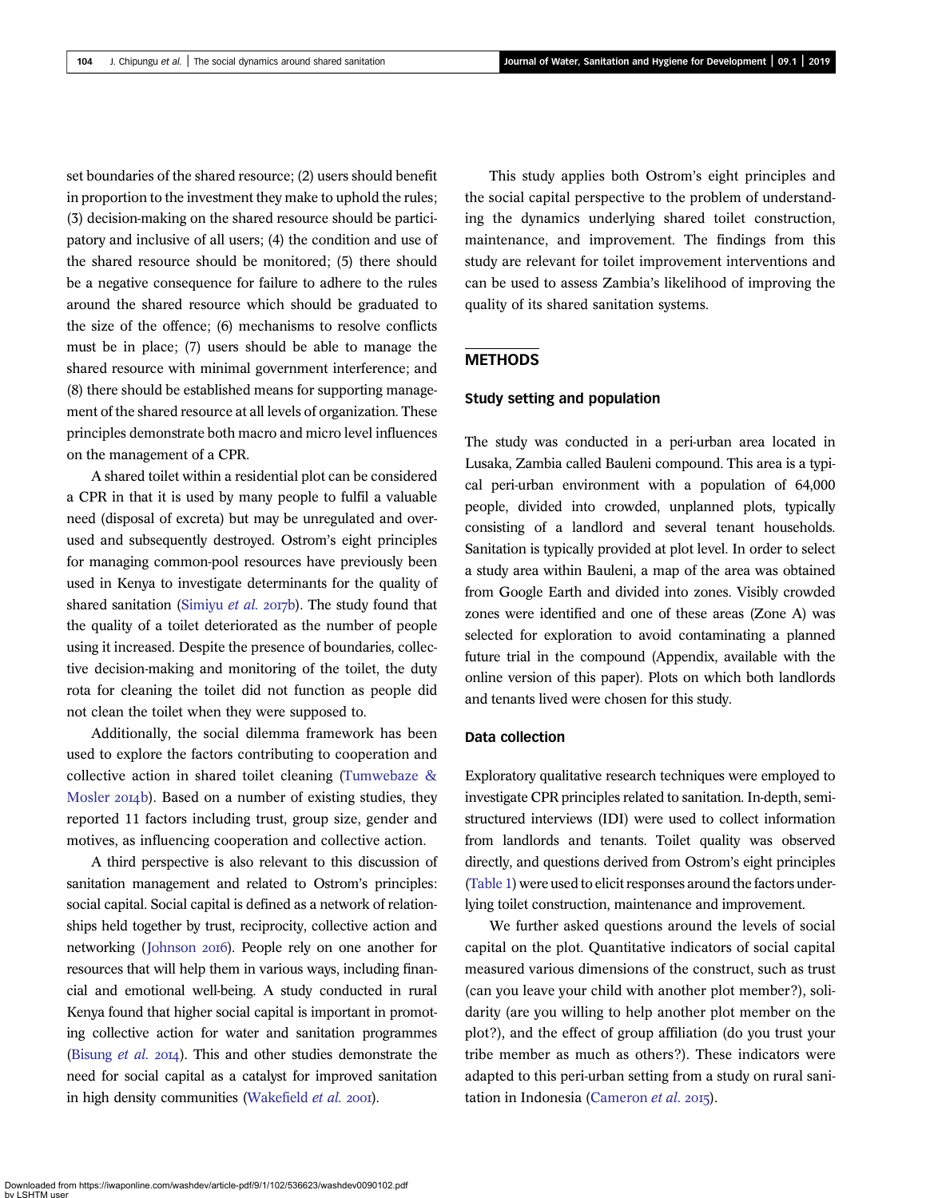set boundaries of the shared resource; (2) users should benefit in proportion to the investment they make to uphold the rules; (3) decision-making on the shared resource should be participatory and inclusive of all users; (4) the condition and use of the shared resource should be monitored; (5) there should be a negative consequence for failure to adhere to the rules around the shared resource which should be graduated to the size of the offence; (6) mechanisms to resolve conflicts must be in place; (7) users should be able to manage the shared resource with minimal government interference; and (8) there should be established means for supporting management of the shared resource at all levels of organization. These principles demonstrate both macro and micro level influences on the management of a CPR.

A shared toilet within a residential plot can be considered a CPR in that it is used by many people to fulfil a valuable need (disposal of excreta) but may be unregulated and overused and subsequently destroyed. Ostrom's eight principles for managing common-pool resources have previously been used in Kenya to investigate determinants for the quality of shared sanitation (Simiyu *et al.* 2017b). The study found that the quality of a toilet deteriorated as the number of people using it increased. Despite the presence of boundaries, collective decision-making and monitoring of the toilet, the duty rota for cleaning the toilet did not function as people did not clean the toilet when they were supposed to.

Additionally, the social dilemma framework has been used to explore the factors contributing to cooperation and collective action in shared toilet cleaning (Tumwebaze & Mosler 2014b). Based on a number of existing studies, they reported 11 factors including trust, group size, gender and motives, as influencing cooperation and collective action.

A third perspective is also relevant to this discussion of sanitation management and related to Ostrom's principles: social capital. Social capital is defined as a network of relationships held together by trust, reciprocity, collective action and networking (Johnson 2016). People rely on one another for resources that will help them in various ways, including financial and emotional well-being. A study conducted in rural Kenya found that higher social capital is important in promoting collective action for water and sanitation programmes (Bisung *et al.* 2014). This and other studies demonstrate the need for social capital as a catalyst for improved sanitation in high density communities (Wakefield *et al.* 2001).

This study applies both Ostrom's eight principles and the social capital perspective to the problem of understanding the dynamics underlying shared toilet construction, maintenance, and improvement. The findings from this study are relevant for toilet improvement interventions and can be used to assess Zambia's likelihood of improving the quality of its shared sanitation systems.

## METHODS

### Study setting and population

The study was conducted in a peri-urban area located in Lusaka, Zambia called Bauleni compound. This area is a typical peri-urban environment with a population of 64,000 people, divided into crowded, unplanned plots, typically consisting of a landlord and several tenant households. Sanitation is typically provided at plot level. In order to select a study area within Bauleni, a map of the area was obtained from Google Earth and divided into zones. Visibly crowded zones were identified and one of these areas (Zone A) was selected for exploration to avoid contaminating a planned future trial in the compound (Appendix, available with the online version of this paper). Plots on which both landlords and tenants lived were chosen for this study.

### Data collection

Exploratory qualitative research techniques were employed to investigate CPR principles related to sanitation. In-depth, semi-structured interviews (IDI) were used to collect information from landlords and tenants. Toilet quality was observed directly, and questions derived from Ostrom's eight principles (Table 1) were used to elicit responses around the factors underlying toilet construction, maintenance and improvement.

We further asked questions around the levels of social capital on the plot. Quantitative indicators of social capital measured various dimensions of the construct, such as trust (can you leave your child with another plot member?), solidarity (are you willing to help another plot member on the plot?), and the effect of group affiliation (do you trust your tribe member as much as others?). These indicators were adapted to this peri-urban setting from a study on rural sanitation in Indonesia (Cameron *et al.* 2015).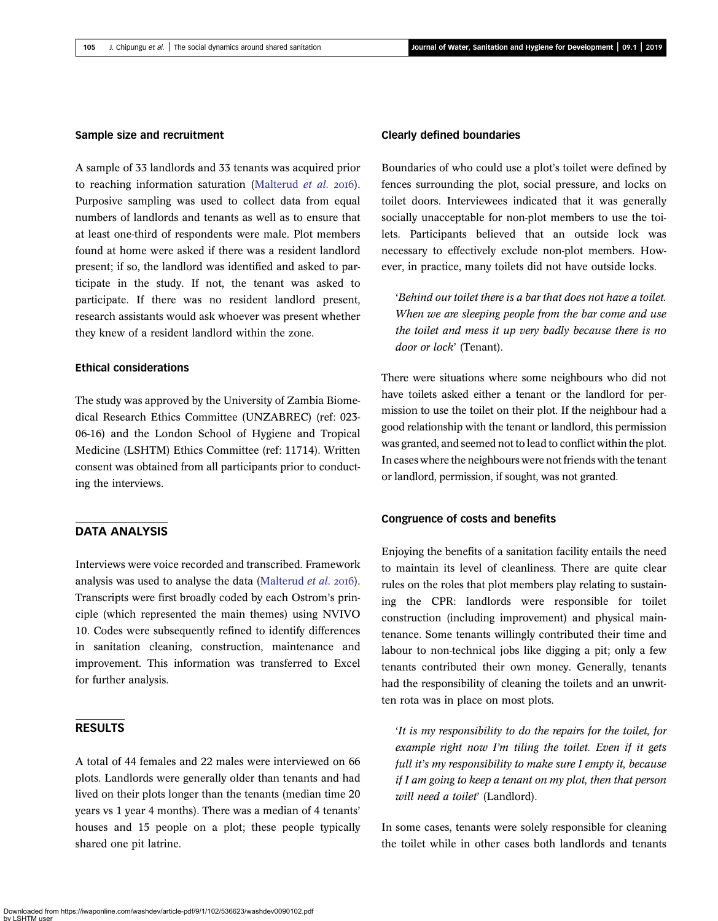### Sample size and recruitment

A sample of 33 landlords and 33 tenants was acquired prior to reaching information saturation (Malterud *et al.* 2016). Purposive sampling was used to collect data from equal numbers of landlords and tenants as well as to ensure that at least one-third of respondents were male. Plot members found at home were asked if there was a resident landlord present; if so, the landlord was identified and asked to participate in the study. If not, the tenant was asked to participate. If there was no resident landlord present, research assistants would ask whoever was present whether they knew of a resident landlord within the zone.

### Ethical considerations

The study was approved by the University of Zambia Biomedical Research Ethics Committee (UNZABREC) (ref: 023-06-16) and the London School of Hygiene and Tropical Medicine (LSHTM) Ethics Committee (ref: 11714). Written consent was obtained from all participants prior to conducting the interviews.

## DATA ANALYSIS

Interviews were voice recorded and transcribed. Framework analysis was used to analyse the data (Malterud *et al.* 2016). Transcripts were first broadly coded by each Ostrom's principle (which represented the main themes) using NVIVO 10. Codes were subsequently refined to identify differences in sanitation cleaning, construction, maintenance and improvement. This information was transferred to Excel for further analysis.

## RESULTS

A total of 44 females and 22 males were interviewed on 66 plots. Landlords were generally older than tenants and had lived on their plots longer than the tenants (median time 20 years vs 1 year 4 months). There was a median of 4 tenants' houses and 15 people on a plot; these people typically shared one pit latrine.

### Clearly defined boundaries

Boundaries of who could use a plot's toilet were defined by fences surrounding the plot, social pressure, and locks on toilet doors. Interviewees indicated that it was generally socially unacceptable for non-plot members to use the toilets. Participants believed that an outside lock was necessary to effectively exclude non-plot members. However, in practice, many toilets did not have outside locks.

> '*Behind our toilet there is a bar that does not have a toilet. When we are sleeping people from the bar come and use the toilet and mess it up very badly because there is no door or lock*' (Tenant).

There were situations where some neighbours who did not have toilets asked either a tenant or the landlord for permission to use the toilet on their plot. If the neighbour had a good relationship with the tenant or landlord, this permission was granted, and seemed not to lead to conflict within the plot. In cases where the neighbours were not friends with the tenant or landlord, permission, if sought, was not granted.

### Congruence of costs and benefits

Enjoying the benefits of a sanitation facility entails the need to maintain its level of cleanliness. There are quite clear rules on the roles that plot members play relating to sustaining the CPR: landlords were responsible for toilet construction (including improvement) and physical maintenance. Some tenants willingly contributed their time and labour to non-technical jobs like digging a pit; only a few tenants contributed their own money. Generally, tenants had the responsibility of cleaning the toilets and an unwritten rota was in place on most plots.

> '*It is my responsibility to do the repairs for the toilet, for example right now I'm tiling the toilet. Even if it gets full it's my responsibility to make sure I empty it, because if I am going to keep a tenant on my plot, then that person will need a toilet*' (Landlord).

In some cases, tenants were solely responsible for cleaning the toilet while in other cases both landlords and tenants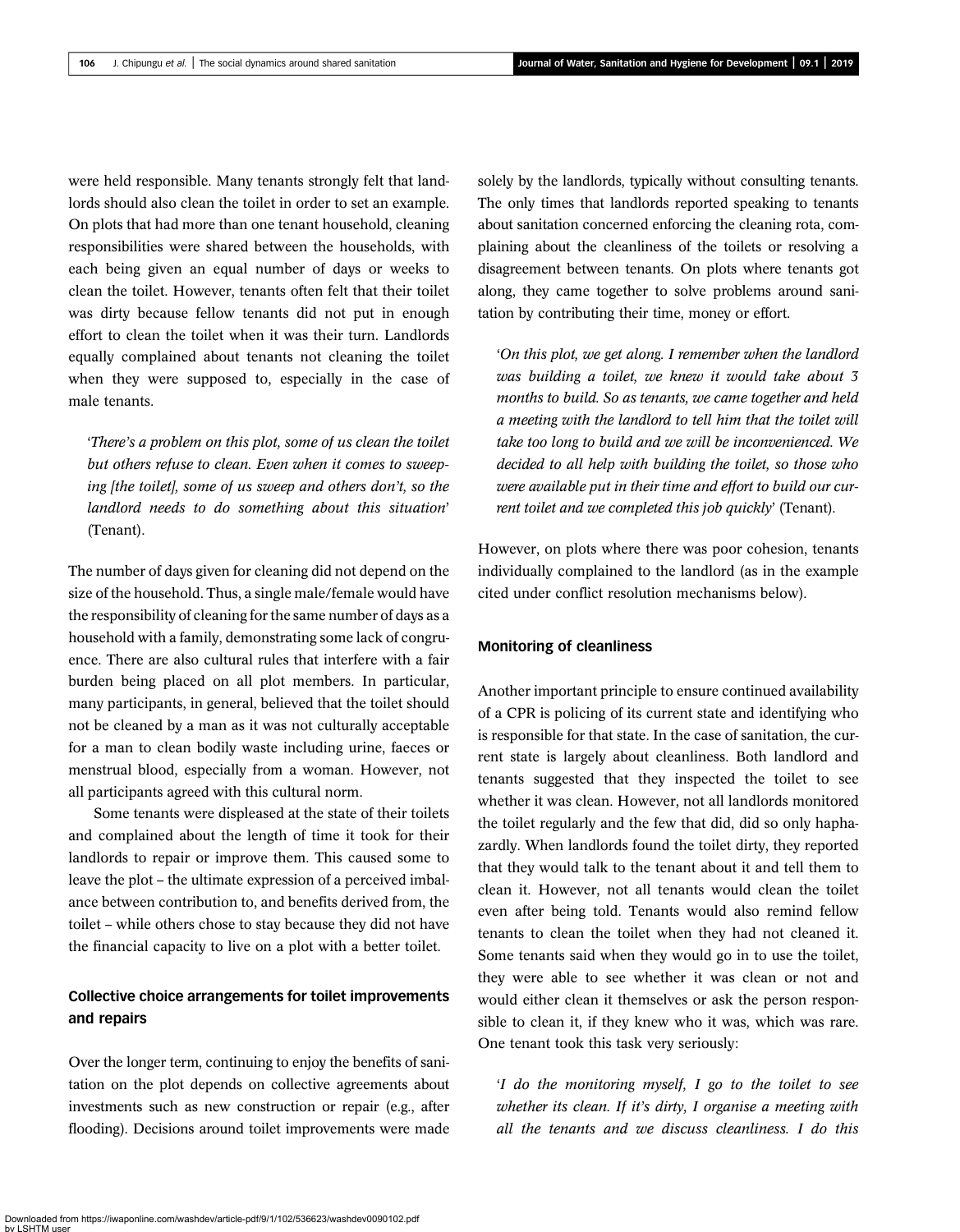were held responsible. Many tenants strongly felt that landlords should also clean the toilet in order to set an example. On plots that had more than one tenant household, cleaning responsibilities were shared between the households, with each being given an equal number of days or weeks to clean the toilet. However, tenants often felt that their toilet was dirty because fellow tenants did not put in enough effort to clean the toilet when it was their turn. Landlords equally complained about tenants not cleaning the toilet when they were supposed to, especially in the case of male tenants.

'*There's a problem on this plot, some of us clean the toilet but others refuse to clean. Even when it comes to sweeping [the toilet], some of us sweep and others don't, so the landlord needs to do something about this situation*' (Tenant).

The number of days given for cleaning did not depend on the size of the household. Thus, a single male/female would have the responsibility of cleaning for the same number of days as a household with a family, demonstrating some lack of congruence. There are also cultural rules that interfere with a fair burden being placed on all plot members. In particular, many participants, in general, believed that the toilet should not be cleaned by a man as it was not culturally acceptable for a man to clean bodily waste including urine, faeces or menstrual blood, especially from a woman. However, not all participants agreed with this cultural norm.

Some tenants were displeased at the state of their toilets and complained about the length of time it took for their landlords to repair or improve them. This caused some to leave the plot – the ultimate expression of a perceived imbalance between contribution to, and benefits derived from, the toilet – while others chose to stay because they did not have the financial capacity to live on a plot with a better toilet.

## Collective choice arrangements for toilet improvements and repairs

Over the longer term, continuing to enjoy the benefits of sanitation on the plot depends on collective agreements about investments such as new construction or repair (e.g., after flooding). Decisions around toilet improvements were made solely by the landlords, typically without consulting tenants. The only times that landlords reported speaking to tenants about sanitation concerned enforcing the cleaning rota, complaining about the cleanliness of the toilets or resolving a disagreement between tenants. On plots where tenants got along, they came together to solve problems around sanitation by contributing their time, money or effort.

'*On this plot, we get along. I remember when the landlord was building a toilet, we knew it would take about 3 months to build. So as tenants, we came together and held a meeting with the landlord to tell him that the toilet will take too long to build and we will be inconvenienced. We decided to all help with building the toilet, so those who were available put in their time and effort to build our current toilet and we completed this job quickly*' (Tenant).

However, on plots where there was poor cohesion, tenants individually complained to the landlord (as in the example cited under conflict resolution mechanisms below).

## Monitoring of cleanliness

Another important principle to ensure continued availability of a CPR is policing of its current state and identifying who is responsible for that state. In the case of sanitation, the current state is largely about cleanliness. Both landlord and tenants suggested that they inspected the toilet to see whether it was clean. However, not all landlords monitored the toilet regularly and the few that did, did so only haphazardly. When landlords found the toilet dirty, they reported that they would talk to the tenant about it and tell them to clean it. However, not all tenants would clean the toilet even after being told. Tenants would also remind fellow tenants to clean the toilet when they had not cleaned it. Some tenants said when they would go in to use the toilet, they were able to see whether it was clean or not and would either clean it themselves or ask the person responsible to clean it, if they knew who it was, which was rare. One tenant took this task very seriously:

'*I do the monitoring myself, I go to the toilet to see whether its clean. If it's dirty, I organise a meeting with all the tenants and we discuss cleanliness. I do this*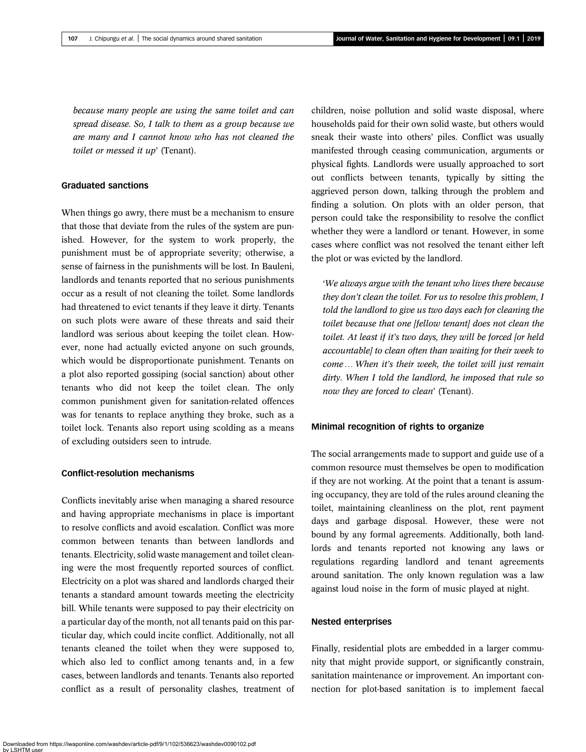*because many people are using the same toilet and can spread disease. So, I talk to them as a group because we are many and I cannot know who has not cleaned the toilet or messed it up*' (Tenant).

### Graduated sanctions

When things go awry, there must be a mechanism to ensure that those that deviate from the rules of the system are punished. However, for the system to work properly, the punishment must be of appropriate severity; otherwise, a sense of fairness in the punishments will be lost. In Bauleni, landlords and tenants reported that no serious punishments occur as a result of not cleaning the toilet. Some landlords had threatened to evict tenants if they leave it dirty. Tenants on such plots were aware of these threats and said their landlord was serious about keeping the toilet clean. However, none had actually evicted anyone on such grounds, which would be disproportionate punishment. Tenants on a plot also reported gossiping (social sanction) about other tenants who did not keep the toilet clean. The only common punishment given for sanitation-related offences was for tenants to replace anything they broke, such as a toilet lock. Tenants also report using scolding as a means of excluding outsiders seen to intrude.

### Conflict-resolution mechanisms

Conflicts inevitably arise when managing a shared resource and having appropriate mechanisms in place is important to resolve conflicts and avoid escalation. Conflict was more common between tenants than between landlords and tenants. Electricity, solid waste management and toilet cleaning were the most frequently reported sources of conflict. Electricity on a plot was shared and landlords charged their tenants a standard amount towards meeting the electricity bill. While tenants were supposed to pay their electricity on a particular day of the month, not all tenants paid on this particular day, which could incite conflict. Additionally, not all tenants cleaned the toilet when they were supposed to, which also led to conflict among tenants and, in a few cases, between landlords and tenants. Tenants also reported conflict as a result of personality clashes, treatment of children, noise pollution and solid waste disposal, where households paid for their own solid waste, but others would sneak their waste into others' piles. Conflict was usually manifested through ceasing communication, arguments or physical fights. Landlords were usually approached to sort out conflicts between tenants, typically by sitting the aggrieved person down, talking through the problem and finding a solution. On plots with an older person, that person could take the responsibility to resolve the conflict whether they were a landlord or tenant. However, in some cases where conflict was not resolved the tenant either left the plot or was evicted by the landlord.

> '*We always argue with the tenant who lives there because they don't clean the toilet. For us to resolve this problem, I told the landlord to give us two days each for cleaning the toilet because that one [fellow tenant] does not clean the toilet. At least if it's two days, they will be forced [or held accountable] to clean often than waiting for their week to come … When it's their week, the toilet will just remain dirty. When I told the landlord, he imposed that rule so now they are forced to clean*' (Tenant).

### Minimal recognition of rights to organize

The social arrangements made to support and guide use of a common resource must themselves be open to modification if they are not working. At the point that a tenant is assuming occupancy, they are told of the rules around cleaning the toilet, maintaining cleanliness on the plot, rent payment days and garbage disposal. However, these were not bound by any formal agreements. Additionally, both landlords and tenants reported not knowing any laws or regulations regarding landlord and tenant agreements around sanitation. The only known regulation was a law against loud noise in the form of music played at night.

### Nested enterprises

Finally, residential plots are embedded in a larger community that might provide support, or significantly constrain, sanitation maintenance or improvement. An important connection for plot-based sanitation is to implement faecal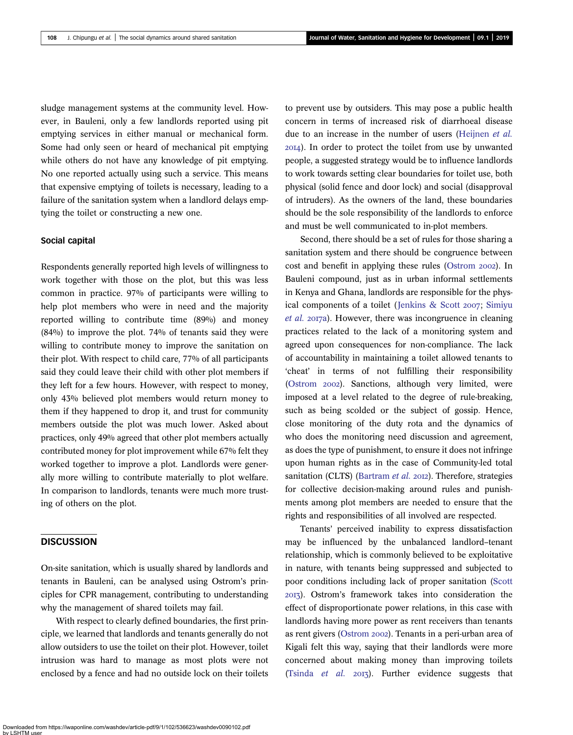sludge management systems at the community level. However, in Bauleni, only a few landlords reported using pit emptying services in either manual or mechanical form. Some had only seen or heard of mechanical pit emptying while others do not have any knowledge of pit emptying. No one reported actually using such a service. This means that expensive emptying of toilets is necessary, leading to a failure of the sanitation system when a landlord delays emptying the toilet or constructing a new one.

### Social capital

Respondents generally reported high levels of willingness to work together with those on the plot, but this was less common in practice. 97% of participants were willing to help plot members who were in need and the majority reported willing to contribute time (89%) and money (84%) to improve the plot. 74% of tenants said they were willing to contribute money to improve the sanitation on their plot. With respect to child care, 77% of all participants said they could leave their child with other plot members if they left for a few hours. However, with respect to money, only 43% believed plot members would return money to them if they happened to drop it, and trust for community members outside the plot was much lower. Asked about practices, only 49% agreed that other plot members actually contributed money for plot improvement while 67% felt they worked together to improve a plot. Landlords were generally more willing to contribute materially to plot welfare. In comparison to landlords, tenants were much more trusting of others on the plot.

## DISCUSSION

On-site sanitation, which is usually shared by landlords and tenants in Bauleni, can be analysed using Ostrom's principles for CPR management, contributing to understanding why the management of shared toilets may fail.

With respect to clearly defined boundaries, the first principle, we learned that landlords and tenants generally do not allow outsiders to use the toilet on their plot. However, toilet intrusion was hard to manage as most plots were not enclosed by a fence and had no outside lock on their toilets to prevent use by outsiders. This may pose a public health concern in terms of increased risk of diarrhoeal disease due to an increase in the number of users (Heijnen *et al.* 2014). In order to protect the toilet from use by unwanted people, a suggested strategy would be to influence landlords to work towards setting clear boundaries for toilet use, both physical (solid fence and door lock) and social (disapproval of intruders). As the owners of the land, these boundaries should be the sole responsibility of the landlords to enforce and must be well communicated to in-plot members.

Second, there should be a set of rules for those sharing a sanitation system and there should be congruence between cost and benefit in applying these rules (Ostrom 2002). In Bauleni compound, just as in urban informal settlements in Kenya and Ghana, landlords are responsible for the physical components of a toilet (Jenkins & Scott 2007; Simiyu *et al.* 2017a). However, there was incongruence in cleaning practices related to the lack of a monitoring system and agreed upon consequences for non-compliance. The lack of accountability in maintaining a toilet allowed tenants to 'cheat' in terms of not fulfilling their responsibility (Ostrom 2002). Sanctions, although very limited, were imposed at a level related to the degree of rule-breaking, such as being scolded or the subject of gossip. Hence, close monitoring of the duty rota and the dynamics of who does the monitoring need discussion and agreement, as does the type of punishment, to ensure it does not infringe upon human rights as in the case of Community-led total sanitation (CLTS) (Bartram *et al.* 2012). Therefore, strategies for collective decision-making around rules and punishments among plot members are needed to ensure that the rights and responsibilities of all involved are respected.

Tenants' perceived inability to express dissatisfaction may be influenced by the unbalanced landlord–tenant relationship, which is commonly believed to be exploitative in nature, with tenants being suppressed and subjected to poor conditions including lack of proper sanitation (Scott 2013). Ostrom's framework takes into consideration the effect of disproportionate power relations, in this case with landlords having more power as rent receivers than tenants as rent givers (Ostrom 2002). Tenants in a peri-urban area of Kigali felt this way, saying that their landlords were more concerned about making money than improving toilets (Tsinda *et al.* 2013). Further evidence suggests that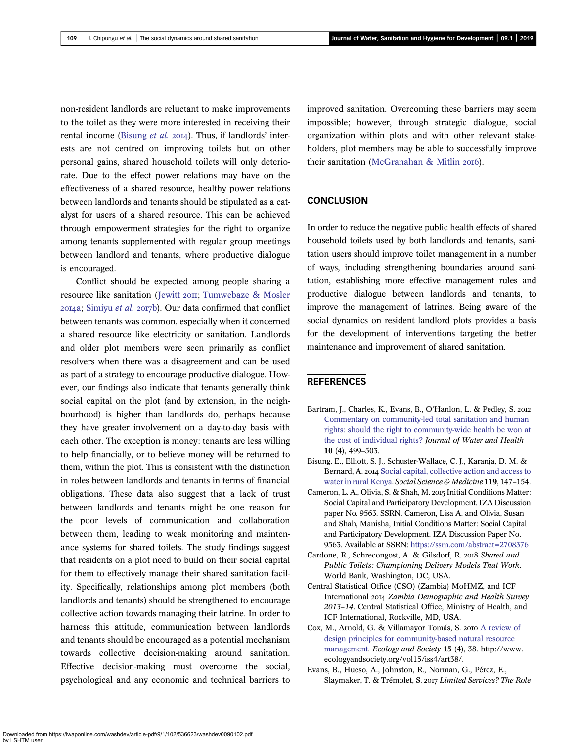non-resident landlords are reluctant to make improvements to the toilet as they were more interested in receiving their rental income (Bisung *et al.* 2014). Thus, if landlords' interests are not centred on improving toilets but on other personal gains, shared household toilets will only deteriorate. Due to the effect power relations may have on the effectiveness of a shared resource, healthy power relations between landlords and tenants should be stipulated as a catalyst for users of a shared resource. This can be achieved through empowerment strategies for the right to organize among tenants supplemented with regular group meetings between landlord and tenants, where productive dialogue is encouraged.

Conflict should be expected among people sharing a resource like sanitation (Jewitt 2011; Tumwebaze & Mosler 2014a; Simiyu *et al.* 2017b). Our data confirmed that conflict between tenants was common, especially when it concerned a shared resource like electricity or sanitation. Landlords and older plot members were seen primarily as conflict resolvers when there was a disagreement and can be used as part of a strategy to encourage productive dialogue. However, our findings also indicate that tenants generally think social capital on the plot (and by extension, in the neighbourhood) is higher than landlords do, perhaps because they have greater involvement on a day-to-day basis with each other. The exception is money: tenants are less willing to help financially, or to believe money will be returned to them, within the plot. This is consistent with the distinction in roles between landlords and tenants in terms of financial obligations. These data also suggest that a lack of trust between landlords and tenants might be one reason for the poor levels of communication and collaboration between them, leading to weak monitoring and maintenance systems for shared toilets. The study findings suggest that residents on a plot need to build on their social capital for them to effectively manage their shared sanitation facility. Specifically, relationships among plot members (both landlords and tenants) should be strengthened to encourage collective action towards managing their latrine. In order to harness this attitude, communication between landlords and tenants should be encouraged as a potential mechanism towards collective decision-making around sanitation. Effective decision-making must overcome the social, psychological and any economic and technical barriers to improved sanitation. Overcoming these barriers may seem impossible; however, through strategic dialogue, social organization within plots and with other relevant stakeholders, plot members may be able to successfully improve their sanitation (McGranahan & Mitlin 2016).

## CONCLUSION

In order to reduce the negative public health effects of shared household toilets used by both landlords and tenants, sanitation users should improve toilet management in a number of ways, including strengthening boundaries around sanitation, establishing more effective management rules and productive dialogue between landlords and tenants, to improve the management of latrines. Being aware of the social dynamics on resident landlord plots provides a basis for the development of interventions targeting the better maintenance and improvement of shared sanitation.

## REFERENCES

Bartram, J., Charles, K., Evans, B., O'Hanlon, L. & Pedley, S. 2012 Commentary on community-led total sanitation and human rights: should the right to community-wide health be won at the cost of individual rights? *Journal of Water and Health* **10** (4), 499–503.

Bisung, E., Elliott, S. J., Schuster-Wallace, C. J., Karanja, D. M. & Bernard, A. 2014 Social capital, collective action and access to water in rural Kenya. *Social Science & Medicine* **119**, 147–154.

Cameron, L. A., Olivia, S. & Shah, M. 2015 Initial Conditions Matter: Social Capital and Participatory Development. IZA Discussion paper No. 9563. SSRN. Cameron, Lisa A. and Olivia, Susan and Shah, Manisha, Initial Conditions Matter: Social Capital and Participatory Development. IZA Discussion Paper No. 9563. Available at SSRN: https://ssrn.com/abstract=2708376

Cardone, R., Schrecongost, A. & Gilsdorf, R. 2018 *Shared and Public Toilets: Championing Delivery Models That Work*. World Bank, Washington, DC, USA.

Central Statistical Office (CSO) (Zambia) MoHMZ, and ICF International 2014 *Zambia Demographic and Health Survey 2013–14*. Central Statistical Office, Ministry of Health, and ICF International, Rockville, MD, USA.

Cox, M., Arnold, G. & Villamayor Tomás, S. 2010 A review of design principles for community-based natural resource management. *Ecology and Society* **15** (4), 38. http://www.ecologyandsociety.org/vol15/iss4/art38/.

Evans, B., Hueso, A., Johnston, R., Norman, G., Pérez, E., Slaymaker, T. & Trémolet, S. 2017 *Limited Services? The Role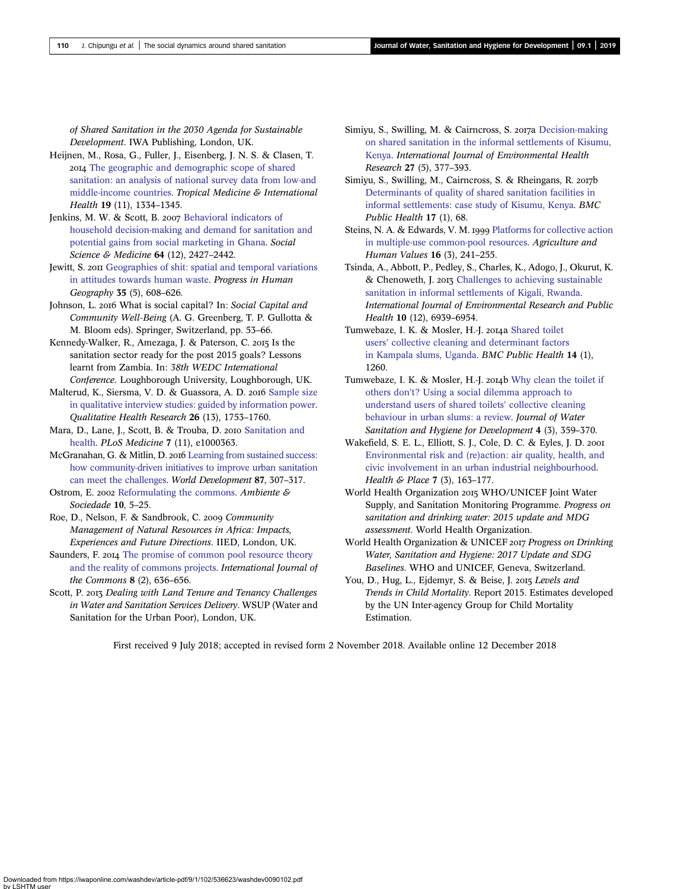*of Shared Sanitation in the 2030 Agenda for Sustainable Development*. IWA Publishing, London, UK.

Heijnen, M., Rosa, G., Fuller, J., Eisenberg, J. N. S. & Clasen, T. 2014 The geographic and demographic scope of shared sanitation: an analysis of national survey data from low-and middle-income countries. *Tropical Medicine & International Health* **19** (11), 1334–1345.

Jenkins, M. W. & Scott, B. 2007 Behavioral indicators of household decision-making and demand for sanitation and potential gains from social marketing in Ghana. *Social Science & Medicine* **64** (12), 2427–2442.

Jewitt, S. 2011 Geographies of shit: spatial and temporal variations in attitudes towards human waste. *Progress in Human Geography* **35** (5), 608–626.

Johnson, L. 2016 What is social capital? In: *Social Capital and Community Well-Being* (A. G. Greenberg, T. P. Gullotta & M. Bloom eds). Springer, Switzerland, pp. 53–66.

Kennedy-Walker, R., Amezaga, J. & Paterson, C. 2015 Is the sanitation sector ready for the post 2015 goals? Lessons learnt from Zambia. In: *38th WEDC International Conference*. Loughborough University, Loughborough, UK.

Malterud, K., Siersma, V. D. & Guassora, A. D. 2016 Sample size in qualitative interview studies: guided by information power. *Qualitative Health Research* **26** (13), 1753–1760.

Mara, D., Lane, J., Scott, B. & Trouba, D. 2010 Sanitation and health. *PLoS Medicine* **7** (11), e1000363.

McGranahan, G. & Mitlin, D. 2016 Learning from sustained success: how community-driven initiatives to improve urban sanitation can meet the challenges. *World Development* **87**, 307–317.

Ostrom, E. 2002 Reformulating the commons. *Ambiente & Sociedade* **10**, 5–25.

Roe, D., Nelson, F. & Sandbrook, C. 2009 *Community Management of Natural Resources in Africa: Impacts, Experiences and Future Directions*. IIED, London, UK.

Saunders, F. 2014 The promise of common pool resource theory and the reality of commons projects. *International Journal of the Commons* **8** (2), 636–656.

Scott, P. 2013 *Dealing with Land Tenure and Tenancy Challenges in Water and Sanitation Services Delivery*. WSUP (Water and Sanitation for the Urban Poor), London, UK.

Simiyu, S., Swilling, M. & Cairncross, S. 2017a Decision-making on shared sanitation in the informal settlements of Kisumu, Kenya. *International Journal of Environmental Health Research* **27** (5), 377–393.

Simiyu, S., Swilling, M., Cairncross, S. & Rheingans, R. 2017b Determinants of quality of shared sanitation facilities in informal settlements: case study of Kisumu, Kenya. *BMC Public Health* **17** (1), 68.

Steins, N. A. & Edwards, V. M. 1999 Platforms for collective action in multiple-use common-pool resources. *Agriculture and Human Values* **16** (3), 241–255.

Tsinda, A., Abbott, P., Pedley, S., Charles, K., Adogo, J., Okurut, K. & Chenoweth, J. 2013 Challenges to achieving sustainable sanitation in informal settlements of Kigali, Rwanda. *International Journal of Environmental Research and Public Health* **10** (12), 6939–6954.

Tumwebaze, I. K. & Mosler, H.-J. 2014a Shared toilet users' collective cleaning and determinant factors in Kampala slums, Uganda. *BMC Public Health* **14** (1), 1260.

Tumwebaze, I. K. & Mosler, H.-J. 2014b Why clean the toilet if others don't? Using a social dilemma approach to understand users of shared toilets' collective cleaning behaviour in urban slums: a review. *Journal of Water Sanitation and Hygiene for Development* **4** (3), 359–370.

Wakefield, S. E. L., Elliott, S. J., Cole, D. C. & Eyles, J. D. 2001 Environmental risk and (re)action: air quality, health, and civic involvement in an urban industrial neighbourhood. *Health & Place* **7** (3), 163–177.

World Health Organization 2015 WHO/UNICEF Joint Water Supply, and Sanitation Monitoring Programme. *Progress on sanitation and drinking water: 2015 update and MDG assessment*. World Health Organization.

World Health Organization & UNICEF 2017 *Progress on Drinking Water, Sanitation and Hygiene: 2017 Update and SDG Baselines*. WHO and UNICEF, Geneva, Switzerland.

You, D., Hug, L., Ejdemyr, S. & Beise, J. 2015 *Levels and Trends in Child Mortality*. Report 2015. Estimates developed by the UN Inter-agency Group for Child Mortality Estimation.

First received 9 July 2018; accepted in revised form 2 November 2018. Available online 12 December 2018